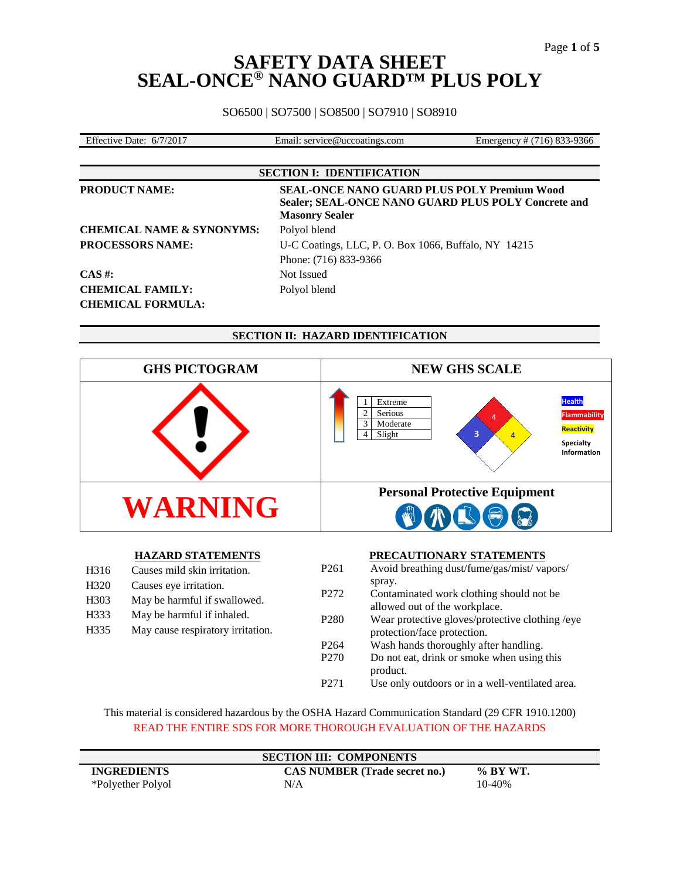# SAFETY DATA SHEET
# SEAL-ONCE® NANO GUARD™ PLUS POLY

SO6500 | SO7500 | SO8500 | SO7910 | SO8910

| Effective Date: 6/7/2017 | Email: service@uccoatings.com | Emergency # (716) 833-9366 |
|---|---|---|

## SECTION I: IDENTIFICATION

| | |
|---|---|
| **PRODUCT NAME:** | **SEAL-ONCE NANO GUARD PLUS POLY Premium Wood Sealer; SEAL-ONCE NANO GUARD PLUS POLY Concrete and Masonry Sealer** |
| **CHEMICAL NAME & SYNONYMS:** | Polyol blend |
| **PROCESSORS NAME:** | U-C Coatings, LLC, P. O. Box 1066, Buffalo, NY 14215<br>Phone: (716) 833-9366 |
| **CAS #:** | Not Issued |
| **CHEMICAL FAMILY:** | Polyol blend |
| **CHEMICAL FORMULA:** | |

## SECTION II: HAZARD IDENTIFICATION

| GHS PICTOGRAM | NEW GHS SCALE |
|---|---|
| | 1 Extreme<br>2 Serious<br>3 Moderate<br>4 Slight<br>Health: 3<br>Flammability: 4<br>Reactivity: 4<br>Specialty Information |
| **WARNING** | **Personal Protective Equipment** |

**HAZARD STATEMENTS**

| | |
|---|---|
| H316 | Causes mild skin irritation. |
| H320 | Causes eye irritation. |
| H303 | May be harmful if swallowed. |
| H333 | May be harmful if inhaled. |
| H335 | May cause respiratory irritation. |

**PRECAUTIONARY STATEMENTS**

| | |
|---|---|
| P261 | Avoid breathing dust/fume/gas/mist/ vapors/ spray. |
| P272 | Contaminated work clothing should not be allowed out of the workplace. |
| P280 | Wear protective gloves/protective clothing /eye protection/face protection. |
| P264 | Wash hands thoroughly after handling. |
| P270 | Do not eat, drink or smoke when using this product. |
| P271 | Use only outdoors or in a well-ventilated area. |

This material is considered hazardous by the OSHA Hazard Communication Standard (29 CFR 1910.1200)

READ THE ENTIRE SDS FOR MORE THOROUGH EVALUATION OF THE HAZARDS

## SECTION III: COMPONENTS

| INGREDIENTS | CAS NUMBER (Trade secret no.) | % BY WT. |
|---|---|---|
| *Polyether Polyol | N/A | 10-40% |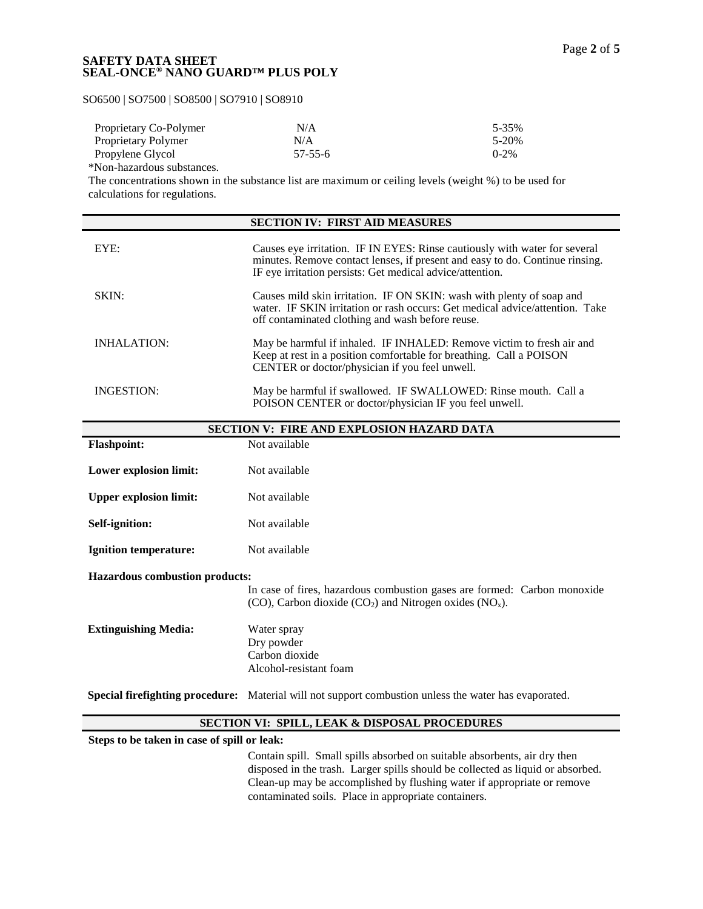**SAFETY DATA SHEET**
**SEAL-ONCE® NANO GUARD™ PLUS POLY**

SO6500 | SO7500 | SO8500 | SO7910 | SO8910

| | | |
|---|---|---|
| Proprietary Co-Polymer | N/A | 5-35% |
| Proprietary Polymer | N/A | 5-20% |
| Propylene Glycol | 57-55-6 | 0-2% |

*Non-hazardous substances.

The concentrations shown in the substance list are maximum or ceiling levels (weight %) to be used for calculations for regulations.

## SECTION IV: FIRST AID MEASURES

| | |
|---|---|
| EYE: | Causes eye irritation. IF IN EYES: Rinse cautiously with water for several minutes. Remove contact lenses, if present and easy to do. Continue rinsing. IF eye irritation persists: Get medical advice/attention. |
| SKIN: | Causes mild skin irritation. IF ON SKIN: wash with plenty of soap and water. IF SKIN irritation or rash occurs: Get medical advice/attention. Take off contaminated clothing and wash before reuse. |
| INHALATION: | May be harmful if inhaled. IF INHALED: Remove victim to fresh air and Keep at rest in a position comfortable for breathing. Call a POISON CENTER or doctor/physician if you feel unwell. |
| INGESTION: | May be harmful if swallowed. IF SWALLOWED: Rinse mouth. Call a POISON CENTER or doctor/physician IF you feel unwell. |

## SECTION V: FIRE AND EXPLOSION HAZARD DATA

**Flashpoint:** Not available

**Lower explosion limit:** Not available

**Upper explosion limit:** Not available

**Self-ignition:** Not available

**Ignition temperature:** Not available

**Hazardous combustion products:**

In case of fires, hazardous combustion gases are formed: Carbon monoxide (CO), Carbon dioxide ($CO_2$) and Nitrogen oxides ($NO_x$).

**Extinguishing Media:**

- Water spray
- Dry powder
- Carbon dioxide
- Alcohol-resistant foam

**Special firefighting procedure:** Material will not support combustion unless the water has evaporated.

## SECTION VI: SPILL, LEAK & DISPOSAL PROCEDURES

**Steps to be taken in case of spill or leak:**

Contain spill. Small spills absorbed on suitable absorbents, air dry then disposed in the trash. Larger spills should be collected as liquid or absorbed. Clean-up may be accomplished by flushing water if appropriate or remove contaminated soils. Place in appropriate containers.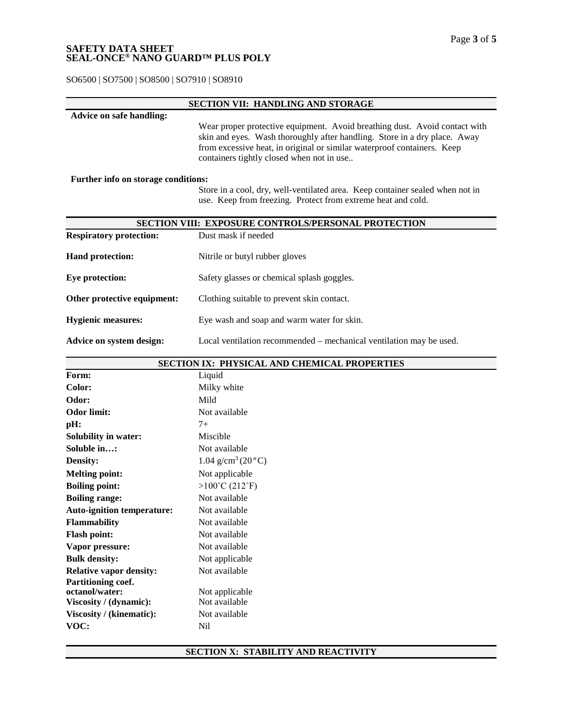SO6500 | SO7500 | SO8500 | SO7910 | SO8910

## SECTION VII: HANDLING AND STORAGE

**Advice on safe handling:**

Wear proper protective equipment. Avoid breathing dust. Avoid contact with skin and eyes. Wash thoroughly after handling. Store in a dry place. Away from excessive heat, in original or similar waterproof containers. Keep containers tightly closed when not in use..

**Further info on storage conditions:**

Store in a cool, dry, well-ventilated area. Keep container sealed when not in use. Keep from freezing. Protect from extreme heat and cold.

## SECTION VIII: EXPOSURE CONTROLS/PERSONAL PROTECTION

| | |
|---|---|
| **Respiratory protection:** | Dust mask if needed |
| **Hand protection:** | Nitrile or butyl rubber gloves |
| **Eye protection:** | Safety glasses or chemical splash goggles. |
| **Other protective equipment:** | Clothing suitable to prevent skin contact. |
| **Hygienic measures:** | Eye wash and soap and warm water for skin. |
| **Advice on system design:** | Local ventilation recommended – mechanical ventilation may be used. |

## SECTION IX: PHYSICAL AND CHEMICAL PROPERTIES

| | |
|---|---|
| **Form:** | Liquid |
| **Color:** | Milky white |
| **Odor:** | Mild |
| **Odor limit:** | Not available |
| **pH:** | 7+ |
| **Solubility in water:** | Miscible |
| **Soluble in…:** | Not available |
| **Density:** | 1.04 $g/cm^3$ (20°C) |
| **Melting point:** | Not applicable |
| **Boiling point:** | >100˚C (212˚F) |
| **Boiling range:** | Not available |
| **Auto-ignition temperature:** | Not available |
| **Flammability** | Not available |
| **Flash point:** | Not available |
| **Vapor pressure:** | Not available |
| **Bulk density:** | Not applicable |
| **Relative vapor density:** | Not available |
| **Partitioning coef. octanol/water:** | Not applicable |
| **Viscosity / (dynamic):** | Not available |
| **Viscosity / (kinematic):** | Not available |
| **VOC:** | Nil |

## SECTION X: STABILITY AND REACTIVITY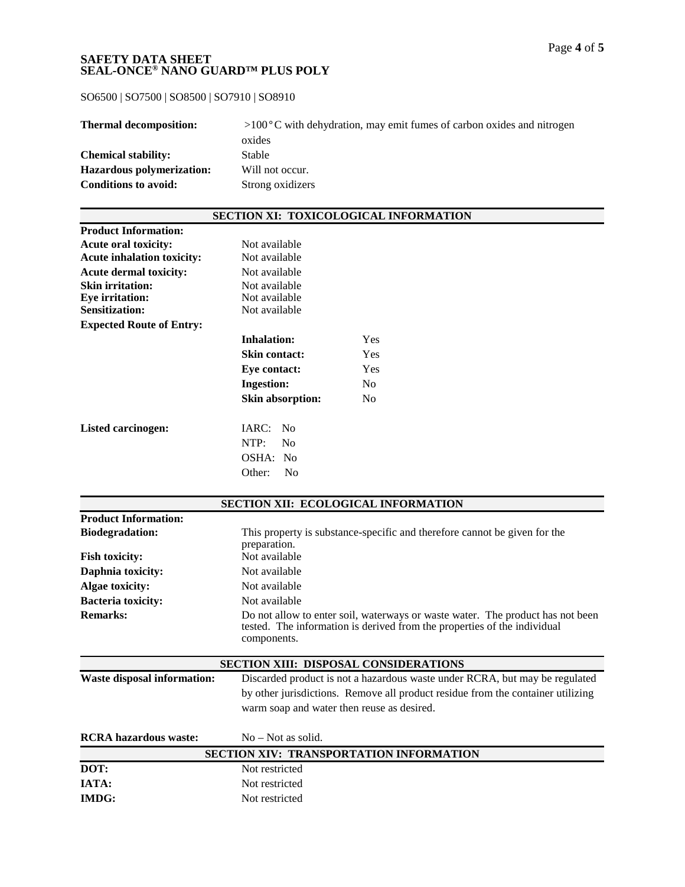SO6500 | SO7500 | SO8500 | SO7910 | SO8910

| | |
|---|---|
| **Thermal decomposition:** | >100°C with dehydration, may emit fumes of carbon oxides and nitrogen oxides |
| **Chemical stability:** | Stable |
| **Hazardous polymerization:** | Will not occur. |
| **Conditions to avoid:** | Strong oxidizers |

## SECTION XI: TOXICOLOGICAL INFORMATION

**Product Information:**

| | |
|---|---|
| **Acute oral toxicity:** | Not available |
| **Acute inhalation toxicity:** | Not available |
| **Acute dermal toxicity:** | Not available |
| **Skin irritation:** | Not available |
| **Eye irritation:** | Not available |
| **Sensitization:** | Not available |

**Expected Route of Entry:**

| | |
|---|---|
| **Inhalation:** | Yes |
| **Skin contact:** | Yes |
| **Eye contact:** | Yes |
| **Ingestion:** | No |
| **Skin absorption:** | No |

**Listed carcinogen:**

| | |
|---|---|
| IARC: | No |
| NTP: | No |
| OSHA: | No |
| Other: | No |

## SECTION XII: ECOLOGICAL INFORMATION

**Product Information:**

| | |
|---|---|
| **Biodegradation:** | This property is substance-specific and therefore cannot be given for the preparation. |
| **Fish toxicity:** | Not available |
| **Daphnia toxicity:** | Not available |
| **Algae toxicity:** | Not available |
| **Bacteria toxicity:** | Not available |
| **Remarks:** | Do not allow to enter soil, waterways or waste water. The product has not been tested. The information is derived from the properties of the individual components. |

## SECTION XIII: DISPOSAL CONSIDERATIONS

| | |
|---|---|
| **Waste disposal information:** | Discarded product is not a hazardous waste under RCRA, but may be regulated by other jurisdictions. Remove all product residue from the container utilizing warm soap and water then reuse as desired. |
| **RCRA hazardous waste:** | No – Not as solid. |

## SECTION XIV: TRANSPORTATION INFORMATION

| | |
|---|---|
| **DOT:** | Not restricted |
| **IATA:** | Not restricted |
| **IMDG:** | Not restricted |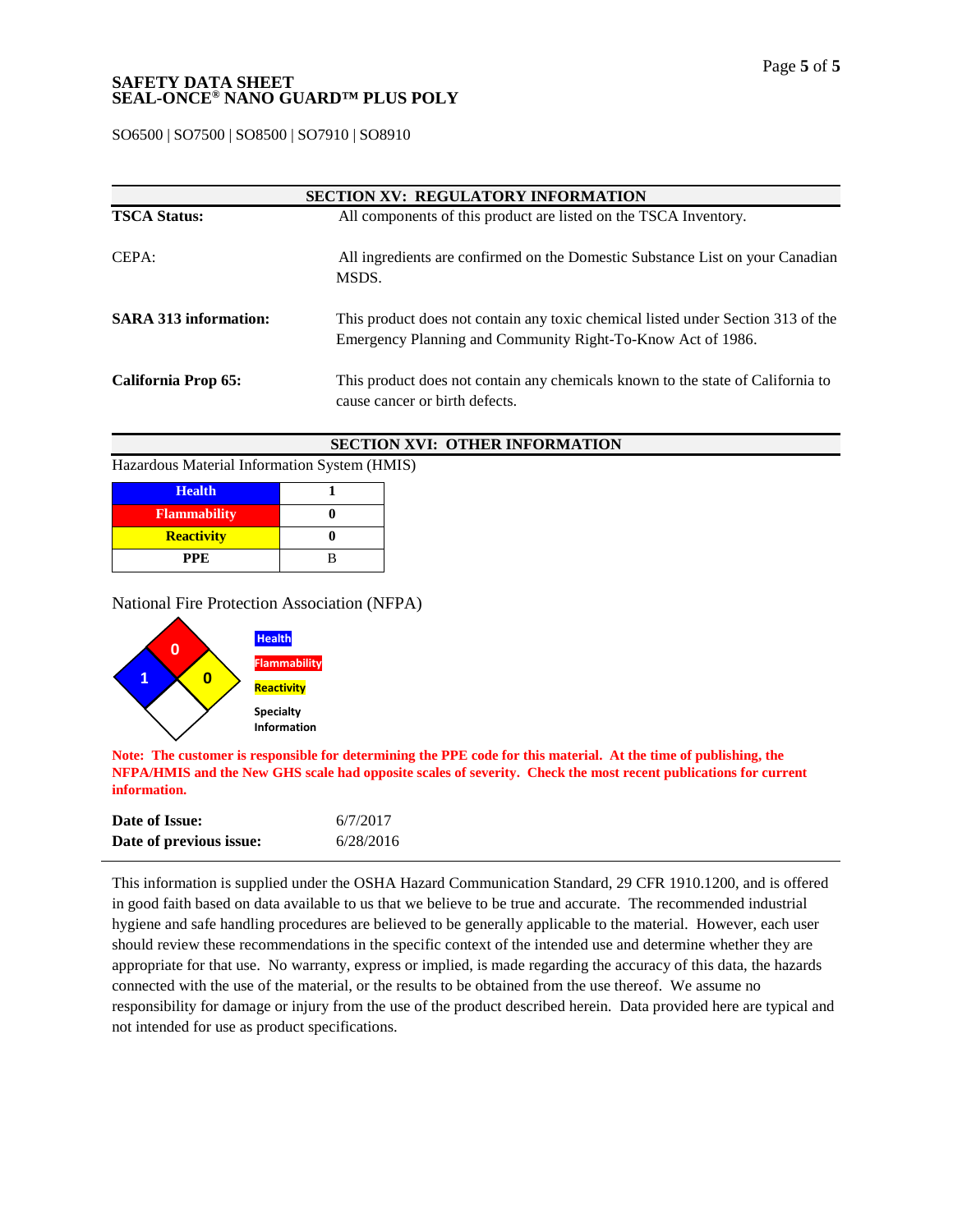SO6500 | SO7500 | SO8500 | SO7910 | SO8910

## SECTION XV: REGULATORY INFORMATION

**TSCA Status:** All components of this product are listed on the TSCA Inventory.

CEPA: All ingredients are confirmed on the Domestic Substance List on your Canadian MSDS.

**SARA 313 information:** This product does not contain any toxic chemical listed under Section 313 of the Emergency Planning and Community Right-To-Know Act of 1986.

**California Prop 65:** This product does not contain any chemicals known to the state of California to cause cancer or birth defects.

## SECTION XVI: OTHER INFORMATION

Hazardous Material Information System (HMIS)

| | |
|---|---|
| **Health** | **1** |
| **Flammability** | **0** |
| **Reactivity** | **0** |
| **PPE** | B |

National Fire Protection Association (NFPA)

0
1
0

Health
Flammability
Reactivity
Specialty Information

**Note: The customer is responsible for determining the PPE code for this material. At the time of publishing, the NFPA/HMIS and the New GHS scale had opposite scales of severity. Check the most recent publications for current information.**

**Date of Issue:** 6/7/2017
**Date of previous issue:** 6/28/2016

---

This information is supplied under the OSHA Hazard Communication Standard, 29 CFR 1910.1200, and is offered in good faith based on data available to us that we believe to be true and accurate. The recommended industrial hygiene and safe handling procedures are believed to be generally applicable to the material. However, each user should review these recommendations in the specific context of the intended use and determine whether they are appropriate for that use. No warranty, express or implied, is made regarding the accuracy of this data, the hazards connected with the use of the material, or the results to be obtained from the use thereof. We assume no responsibility for damage or injury from the use of the product described herein. Data provided here are typical and not intended for use as product specifications.